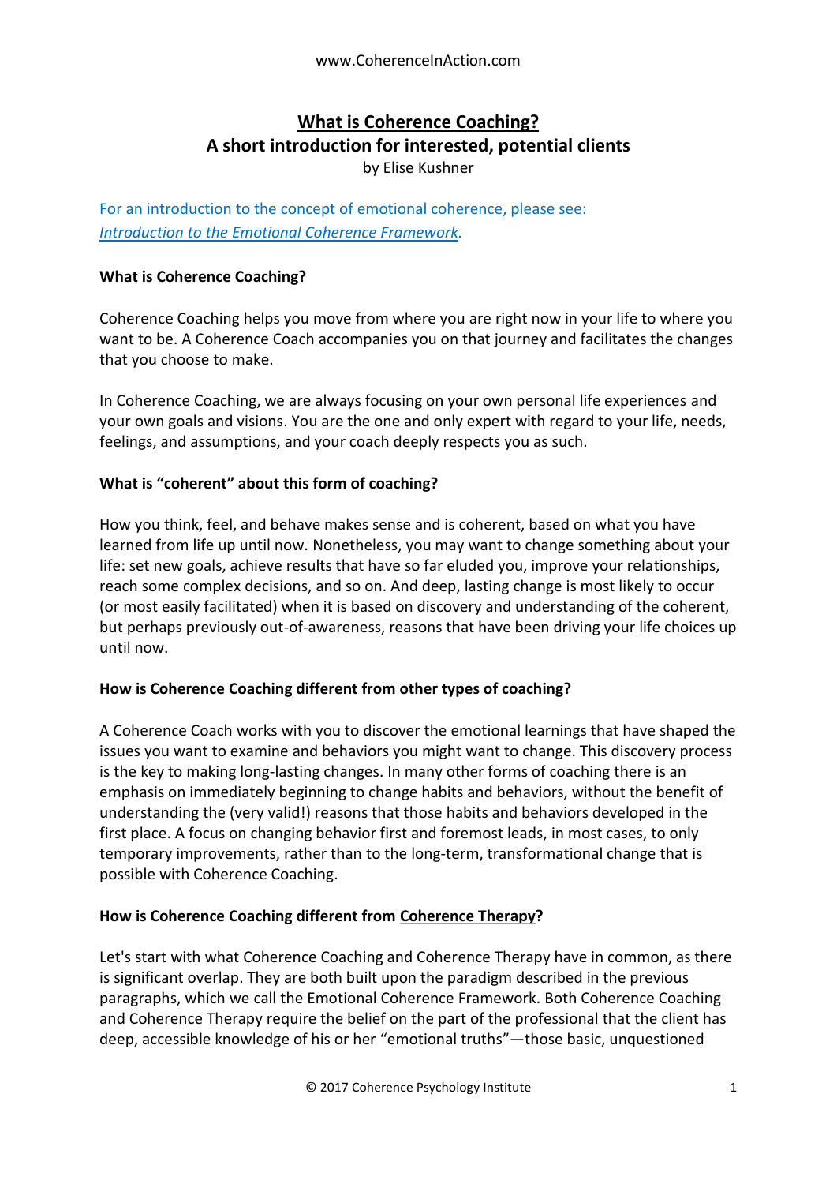# What is Coherence Coaching?
## A short introduction for interested, potential clients
by Elise Kushner

For an introduction to the concept of emotional coherence, please see: *Introduction to the Emotional Coherence Framework*.

### What is Coherence Coaching?

Coherence Coaching helps you move from where you are right now in your life to where you want to be. A Coherence Coach accompanies you on that journey and facilitates the changes that you choose to make.

In Coherence Coaching, we are always focusing on your own personal life experiences and your own goals and visions. You are the one and only expert with regard to your life, needs, feelings, and assumptions, and your coach deeply respects you as such.

### What is "coherent" about this form of coaching?

How you think, feel, and behave makes sense and is coherent, based on what you have learned from life up until now. Nonetheless, you may want to change something about your life: set new goals, achieve results that have so far eluded you, improve your relationships, reach some complex decisions, and so on. And deep, lasting change is most likely to occur (or most easily facilitated) when it is based on discovery and understanding of the coherent, but perhaps previously out-of-awareness, reasons that have been driving your life choices up until now.

### How is Coherence Coaching different from other types of coaching?

A Coherence Coach works with you to discover the emotional learnings that have shaped the issues you want to examine and behaviors you might want to change. This discovery process is the key to making long-lasting changes. In many other forms of coaching there is an emphasis on immediately beginning to change habits and behaviors, without the benefit of understanding the (very valid!) reasons that those habits and behaviors developed in the first place. A focus on changing behavior first and foremost leads, in most cases, to only temporary improvements, rather than to the long-term, transformational change that is possible with Coherence Coaching.

### How is Coherence Coaching different from Coherence Therapy?

Let's start with what Coherence Coaching and Coherence Therapy have in common, as there is significant overlap. They are both built upon the paradigm described in the previous paragraphs, which we call the Emotional Coherence Framework. Both Coherence Coaching and Coherence Therapy require the belief on the part of the professional that the client has deep, accessible knowledge of his or her "emotional truths"—those basic, unquestioned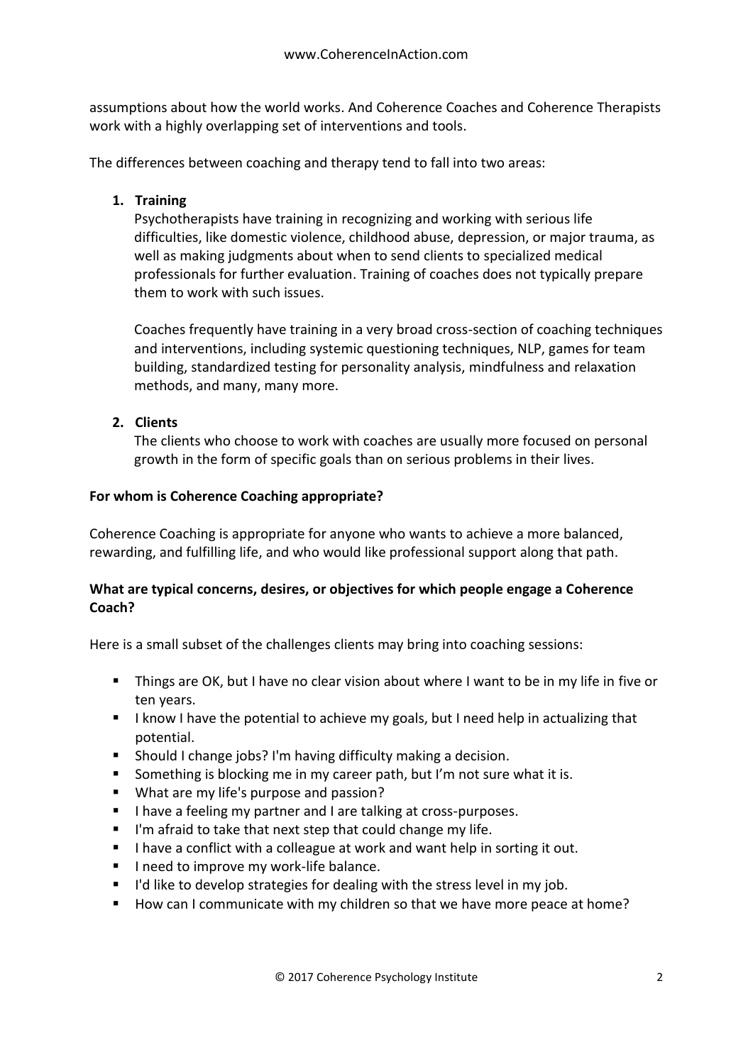assumptions about how the world works. And Coherence Coaches and Coherence Therapists work with a highly overlapping set of interventions and tools.

The differences between coaching and therapy tend to fall into two areas:

1. **Training**

   Psychotherapists have training in recognizing and working with serious life difficulties, like domestic violence, childhood abuse, depression, or major trauma, as well as making judgments about when to send clients to specialized medical professionals for further evaluation. Training of coaches does not typically prepare them to work with such issues.

   Coaches frequently have training in a very broad cross-section of coaching techniques and interventions, including systemic questioning techniques, NLP, games for team building, standardized testing for personality analysis, mindfulness and relaxation methods, and many, many more.

2. **Clients**

   The clients who choose to work with coaches are usually more focused on personal growth in the form of specific goals than on serious problems in their lives.

**For whom is Coherence Coaching appropriate?**

Coherence Coaching is appropriate for anyone who wants to achieve a more balanced, rewarding, and fulfilling life, and who would like professional support along that path.

**What are typical concerns, desires, or objectives for which people engage a Coherence Coach?**

Here is a small subset of the challenges clients may bring into coaching sessions:

- Things are OK, but I have no clear vision about where I want to be in my life in five or ten years.
- I know I have the potential to achieve my goals, but I need help in actualizing that potential.
- Should I change jobs? I'm having difficulty making a decision.
- Something is blocking me in my career path, but I'm not sure what it is.
- What are my life's purpose and passion?
- I have a feeling my partner and I are talking at cross-purposes.
- I'm afraid to take that next step that could change my life.
- I have a conflict with a colleague at work and want help in sorting it out.
- I need to improve my work-life balance.
- I'd like to develop strategies for dealing with the stress level in my job.
- How can I communicate with my children so that we have more peace at home?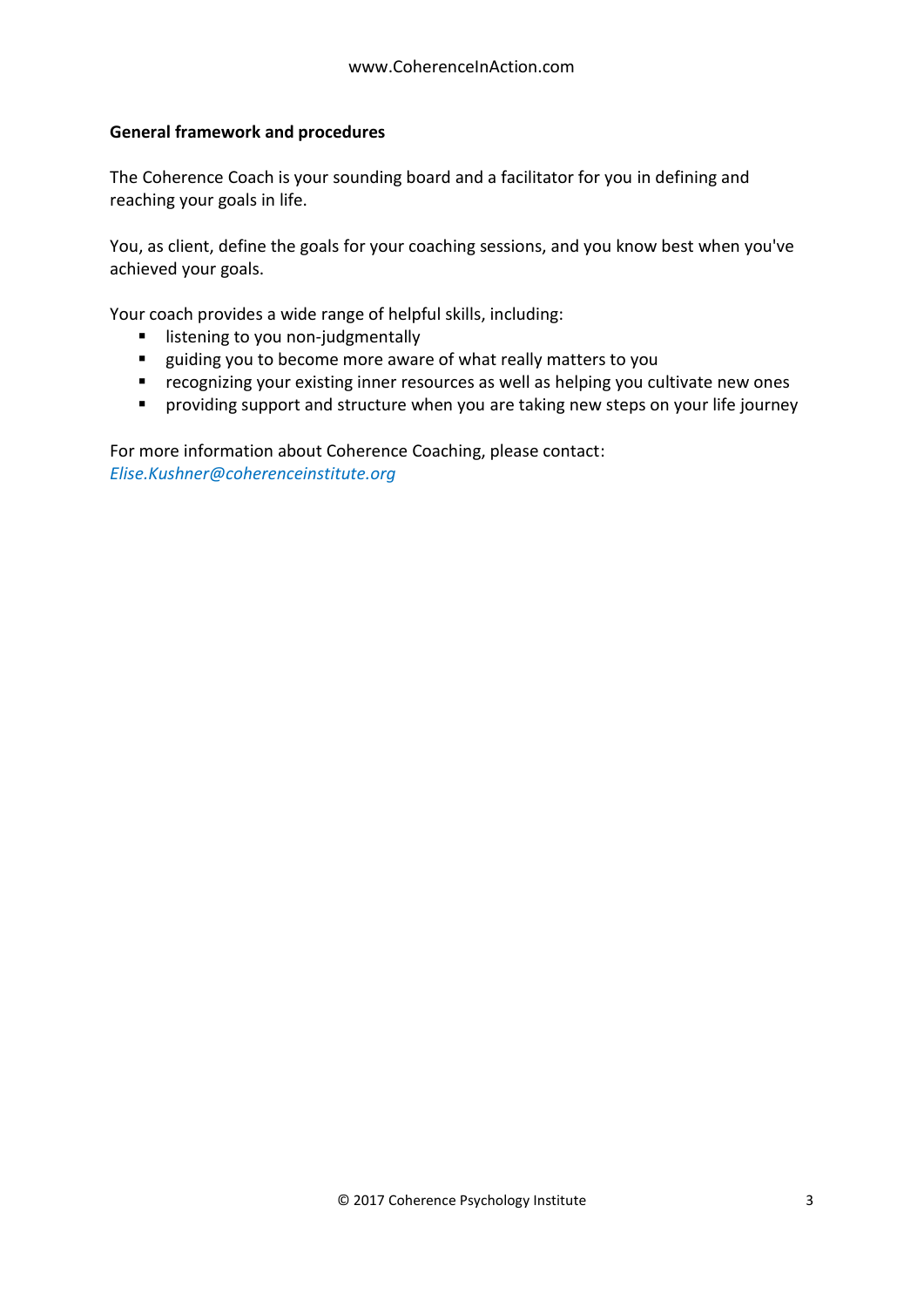**General framework and procedures**

The Coherence Coach is your sounding board and a facilitator for you in defining and reaching your goals in life.

You, as client, define the goals for your coaching sessions, and you know best when you've achieved your goals.

Your coach provides a wide range of helpful skills, including:

- listening to you non-judgmentally
- guiding you to become more aware of what really matters to you
- recognizing your existing inner resources as well as helping you cultivate new ones
- providing support and structure when you are taking new steps on your life journey

For more information about Coherence Coaching, please contact:
*Elise.Kushner@coherenceinstitute.org*